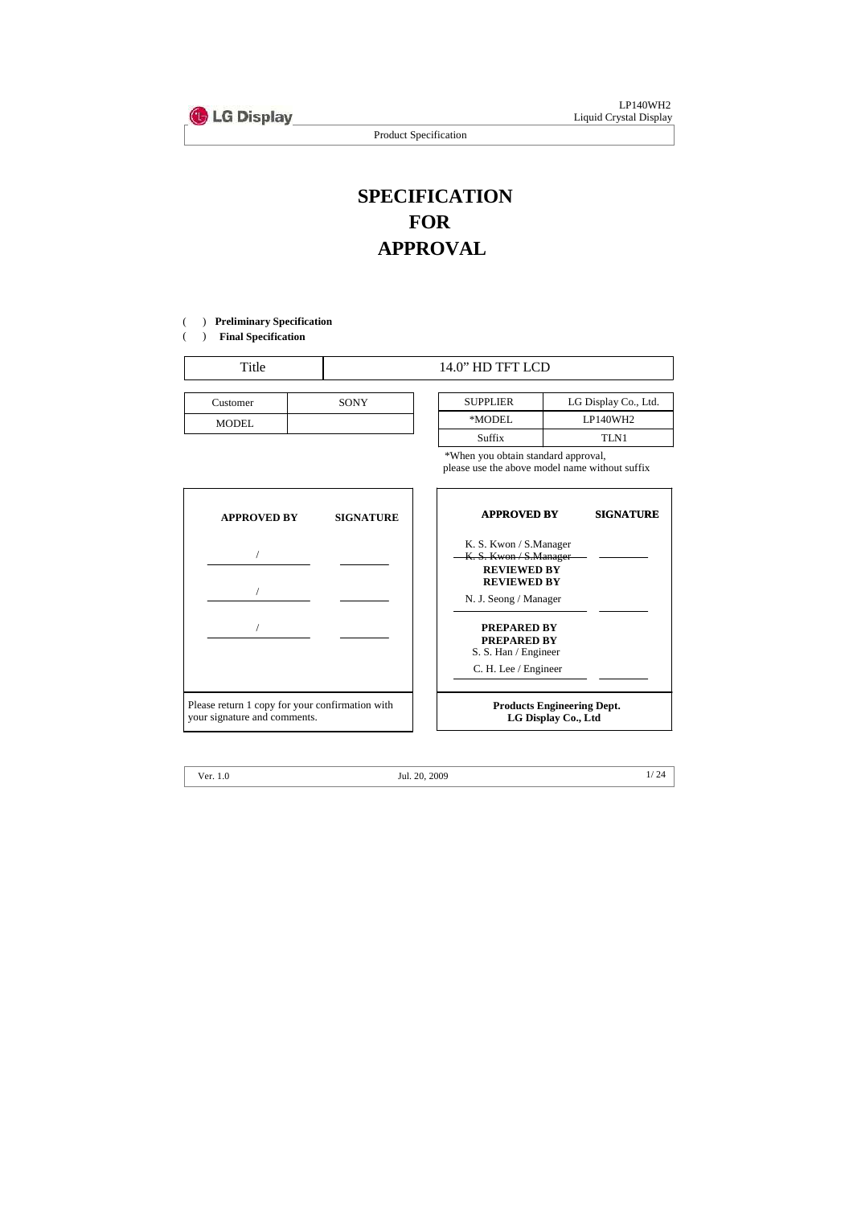// SPECIFICATION FOR APPROVAL

( ) **Preliminary Specification**

( ) **Final Specification**

| Title | 14.0” HD TFT LCD |
|---|---|

| Customer | SONY |
|---|---|
| MODEL | |

| SUPPLIER | LG Display Co., Ltd. |
|---|---|
| *MODEL | LP140WH2 |
| Suffix | TLN1 |

*When you obtain standard approval, please use the above model name without suffix

| APPROVED BY | SIGNATURE |
|---|---|
| / | |
| / | |
| / | |

Please return 1 copy for your confirmation with your signature and comments.

| APPROVED BY | SIGNATURE |
|---|---|
| K. S. Kwon / S.Manager | |
| **REVIEWED BY** | |
| N. J. Seong / Manager | |
| **PREPARED BY** | |
| S. S. Han / Engineer | |
| C. H. Lee / Engineer | |

**Products Engineering Dept.**
**LG Display Co., Ltd**

Ver. 1.0 Jul. 20, 2009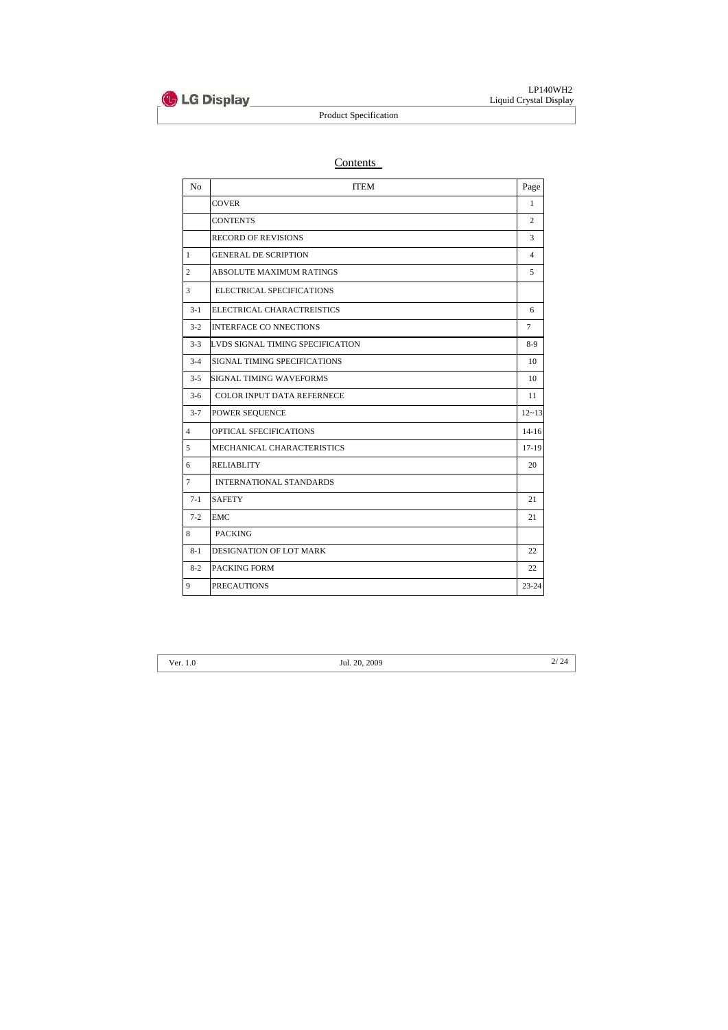# Contents

| No | ITEM | Page |
|---|---|---|
| | COVER | 1 |
| | CONTENTS | 2 |
| | RECORD OF REVISIONS | 3 |
| 1 | GENERAL DE SCRIPTION | 4 |
| 2 | ABSOLUTE MAXIMUM RATINGS | 5 |
| 3 | ELECTRICAL SPECIFICATIONS | |
| 3-1 | ELECTRICAL CHARACTREISTICS | 6 |
| 3-2 | INTERFACE CO NNECTIONS | 7 |
| 3-3 | LVDS SIGNAL TIMING SPECIFICATION | 8-9 |
| 3-4 | SIGNAL TIMING SPECIFICATIONS | 10 |
| 3-5 | SIGNAL TIMING WAVEFORMS | 10 |
| 3-6 | COLOR INPUT DATA REFERNECE | 11 |
| 3-7 | POWER SEQUENCE | 12~13 |
| 4 | OPTICAL SFECIFICATIONS | 14-16 |
| 5 | MECHANICAL CHARACTERISTICS | 17-19 |
| 6 | RELIABLITY | 20 |
| 7 | INTERNATIONAL STANDARDS | |
| 7-1 | SAFETY | 21 |
| 7-2 | EMC | 21 |
| 8 | PACKING | |
| 8-1 | DESIGNATION OF LOT MARK | 22 |
| 8-2 | PACKING FORM | 22 |
| 9 | PRECAUTIONS | 23-24 |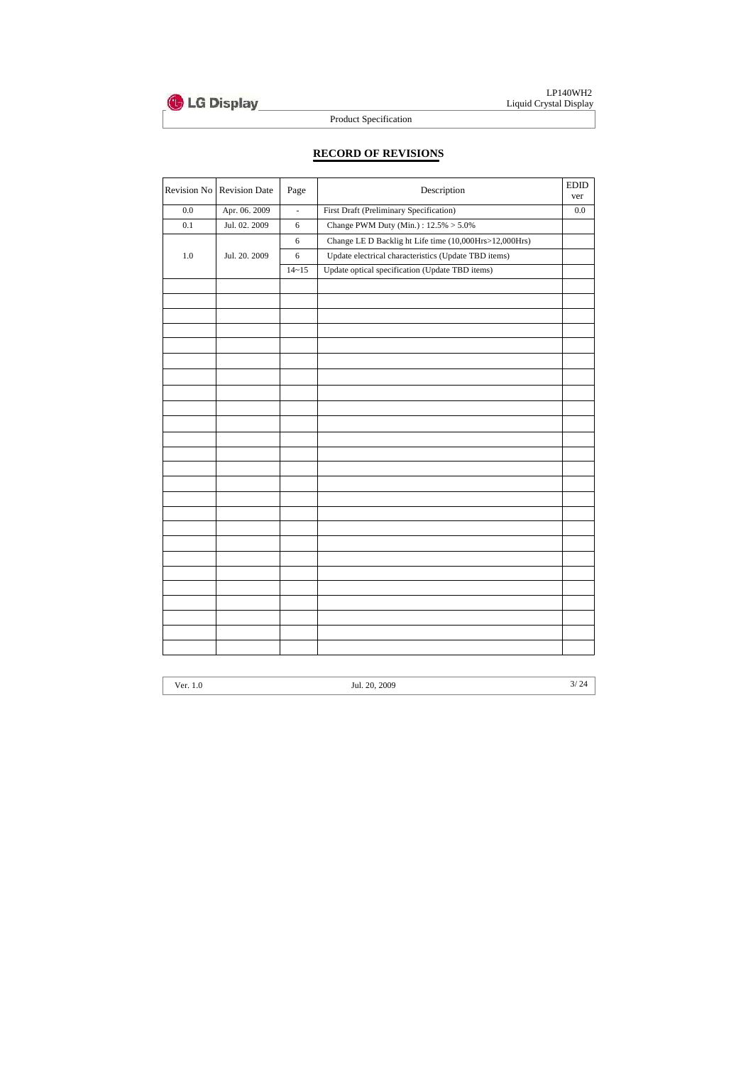## RECORD OF REVISIONS

| Revision No | Revision Date | Page | Description | EDID ver |
|---|---|---|---|---|
| 0.0 | Apr. 06. 2009 | - | First Draft (Preliminary Specification) | 0.0 |
| 0.1 | Jul. 02. 2009 | 6 | Change PWM Duty (Min.) : 12.5% > 5.0% | |
| 1.0 | Jul. 20. 2009 | 6 | Change LE D Backlig ht Life time (10,000Hrs>12,000Hrs) | |
| | | 6 | Update electrical characteristics (Update TBD items) | |
| | | 14~15 | Update optical specification (Update TBD items) | |
| | | | | |
| | | | | |
| | | | | |
| | | | | |
| | | | | |
| | | | | |
| | | | | |
| | | | | |
| | | | | |
| | | | | |
| | | | | |
| | | | | |
| | | | | |
| | | | | |
| | | | | |
| | | | | |
| | | | | |
| | | | | |
| | | | | |
| | | | | |
| | | | | |
| | | | | |
| | | | | |
| | | | | |
| | | | | |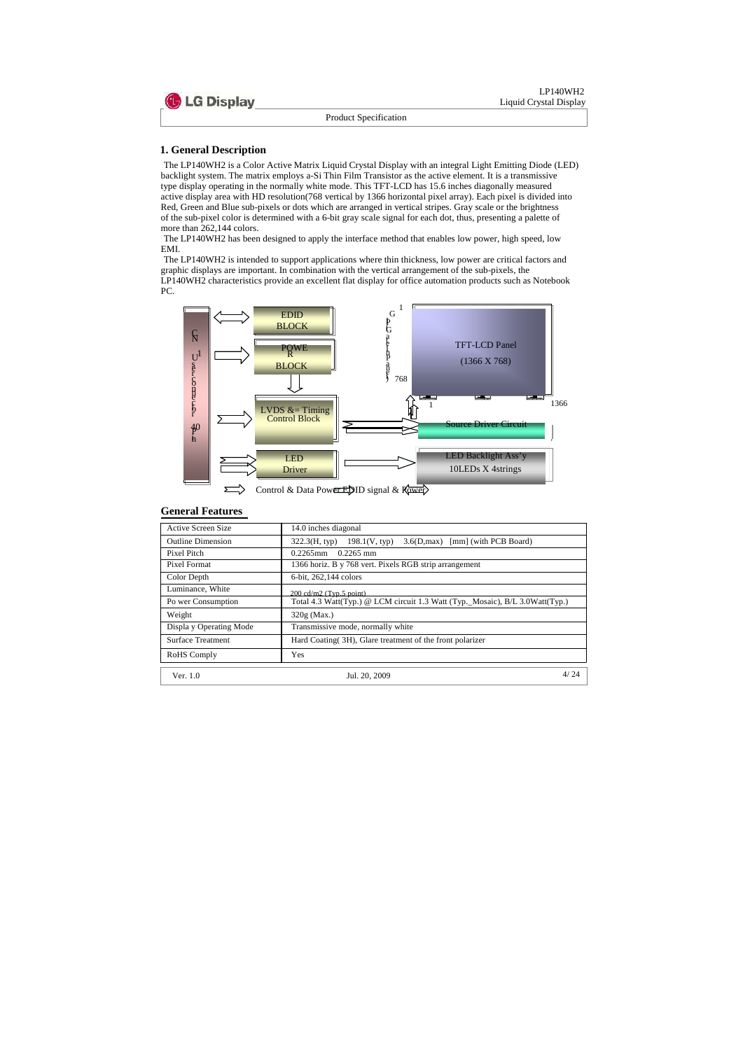# 1. General Description

The LP140WH2 is a Color Active Matrix Liquid Crystal Display with an integral Light Emitting Diode (LED) backlight system. The matrix employs a-Si Thin Film Transistor as the active element. It is a transmissive type display operating in the normally white mode. This TFT-LCD has 15.6 inches diagonally measured active display area with HD resolution(768 vertical by 1366 horizontal pixel array). Each pixel is divided into Red, Green and Blue sub-pixels or dots which are arranged in vertical stripes. Gray scale or the brightness of the sub-pixel color is determined with a 6-bit gray scale signal for each dot, thus, presenting a palette of more than 262,144 colors.

The LP140WH2 has been designed to apply the interface method that enables low power, high speed, low EMI.

The LP140WH2 is intended to support applications where thin thickness, low power are critical factors and graphic displays are important. In combination with the vertical arrangement of the sub-pixels, the LP140WH2 characteristics provide an excellent flat display for office automation products such as Notebook PC.

CN1 User connector 40 Pin

EDID BLOCK

POWER BLOCK

LVDS &= Timing Control Block

LED Driver

Gate Driver

TFT-LCD Panel (1366 X 768)

Source Driver Circuit

LED Backlight Ass'y 10LEDs X 4strings

Control & Data Power EDID signal & Power

## General Features

| | |
|---|---|
| Active Screen Size | 14.0 inches diagonal |
| Outline Dimension | 322.3(H, typ) 198.1(V, typ) 3.6(D,max) [mm] (with PCB Board) |
| Pixel Pitch | 0.2265mm 0.2265 mm |
| Pixel Format | 1366 horiz. B y 768 vert. Pixels RGB strip arrangement |
| Color Depth | 6-bit, 262,144 colors |
| Luminance, White | 200 cd/m2 (Typ.5 point) |
| Po wer Consumption | Total 4.3 Watt(Typ.) @ LCM circuit 1.3 Watt (Typ._Mosaic), B/L 3.0Watt(Typ.) |
| Weight | 320g (Max.) |
| Displa y Operating Mode | Transmissive mode, normally white |
| Surface Treatment | Hard Coating( 3H), Glare treatment of the front polarizer |
| RoHS Comply | Yes |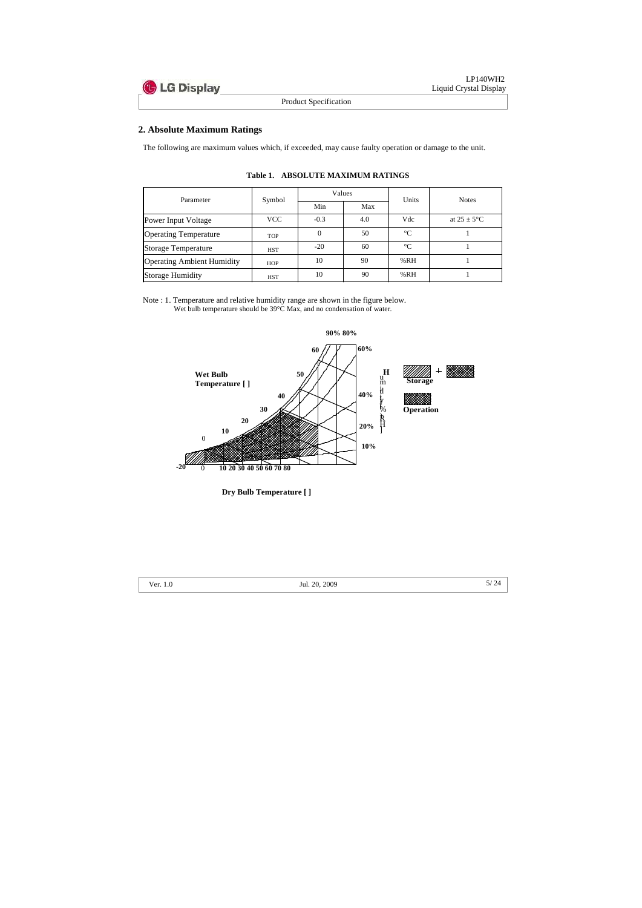## 2. Absolute Maximum Ratings

The following are maximum values which, if exceeded, may cause faulty operation or damage to the unit.

**Table 1. ABSOLUTE MAXIMUM RATINGS**

| Parameter | Symbol | Values | | Units | Notes |
|---|---|---|---|---|---|
| | | Min | Max | | |
| Power Input Voltage | VCC | -0.3 | 4.0 | Vdc | at 25 ± 5°C |
| Operating Temperature | TOP | 0 | 50 | °C | 1 |
| Storage Temperature | HST | -20 | 60 | °C | 1 |
| Operating Ambient Humidity | HOP | 10 | 90 | %RH | 1 |
| Storage Humidity | HST | 10 | 90 | %RH | 1 |

Note : 1. Temperature and relative humidity range are shown in the figure below.
Wet bulb temperature should be 39°C Max, and no condensation of water.

**Wet Bulb Temperature [ ]**

**Dry Bulb Temperature [ ]**

**Humidity [%RH]**

**Storage** (hatched + crosshatched)

**Operation** (crosshatched)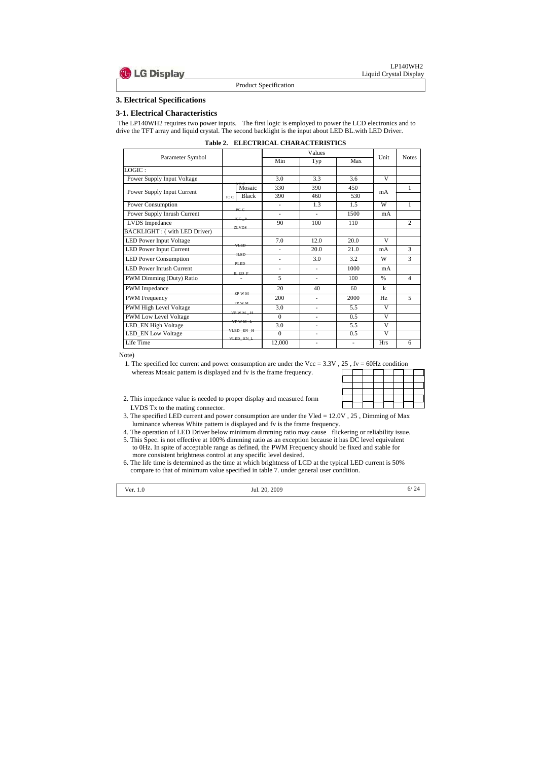## 3. Electrical Specifications

### 3-1. Electrical Characteristics

The LP140WH2 requires two power inputs. The first logic is employed to power the LCD electronics and to drive the TFT array and liquid crystal. The second backlight is the input about LED BL.with LED Driver.

**Table 2. ELECTRICAL CHARACTERISTICS**

| Parameter Symbol | | | Values | | | Unit | Notes |
|---|---|---|---|---|---|---|---|
| | | | Min | Typ | Max | | |
| LOGIC : | | | | | | | |
| Power Supply Input Voltage | $V_{CC}$ | | 3.0 | 3.3 | 3.6 | V | |
| Power Supply Input Current | $I_{CC}$ | Mosaic | 330 | 390 | 450 | mA | 1 |
| | | Black | 390 | 460 | 530 | | |
| Power Consumption | $P_C$ | | - | 1.3 | 1.5 | W | 1 |
| Power Supply Inrush Current | $I_{CC\_P}$ | | - | - | 1500 | mA | |
| LVDS Impedance | $Z_{LVDS}$ | | 90 | 100 | 110 | | 2 |
| BACKLIGHT : ( with LED Driver) | | | | | | | |
| LED Power Input Voltage | $V_{LED}$ | | 7.0 | 12.0 | 20.0 | V | |
| LED Power Input Current | $I_{LED}$ | | - | 20.0 | 21.0 | mA | 3 |
| LED Power Consumption | $P_{LED}$ | | - | 3.0 | 3.2 | W | 3 |
| LED Power Inrush Current | $I_{LED\_P}$ | | - | - | 1000 | mA | |
| PWM Dimming (Duty) Ratio | - | | 5 | - | 100 | % | 4 |
| PWM Impedance | $Z_{PWM}$ | | 20 | 40 | 60 | k | |
| PWM Frequency | $F_{PWM}$ | | 200 | - | 2000 | Hz | 5 |
| PWM High Level Voltage | $V_{PWM\_H}$ | | 3.0 | - | 5.5 | V | |
| PWM Low Level Voltage | $V_{PWM\_L}$ | | 0 | - | 0.5 | V | |
| LED_EN High Voltage | $V_{LED\_EN\_H}$ | | 3.0 | - | 5.5 | V | |
| LED_EN Low Voltage | $V_{LED\_EN\_L}$ | | 0 | - | 0.5 | V | |
| Life Time | | | 12,000 | - | - | Hrs | 6 |

Note)

1. The specified Icc current and power consumption are under the Vcc = 3.3V , 25 , fv = 60Hz condition whereas Mosaic pattern is displayed and fv is the frame frequency.
2. This impedance value is needed to proper display and measured form LVDS Tx to the mating connector.
3. The specified LED current and power consumption are under the Vled = 12.0V , 25 , Dimming of Max luminance whereas White pattern is displayed and fv is the frame frequency.
4. The operation of LED Driver below minimum dimming ratio may cause flickering or reliability issue.
5. This Spec. is not effective at 100% dimming ratio as an exception because it has DC level equivalent to 0Hz. In spite of acceptable range as defined, the PWM Frequency should be fixed and stable for more consistent brightness control at any specific level desired.
6. The life time is determined as the time at which brightness of LCD at the typical LED current is 50% compare to that of minimum value specified in table 7. under general user condition.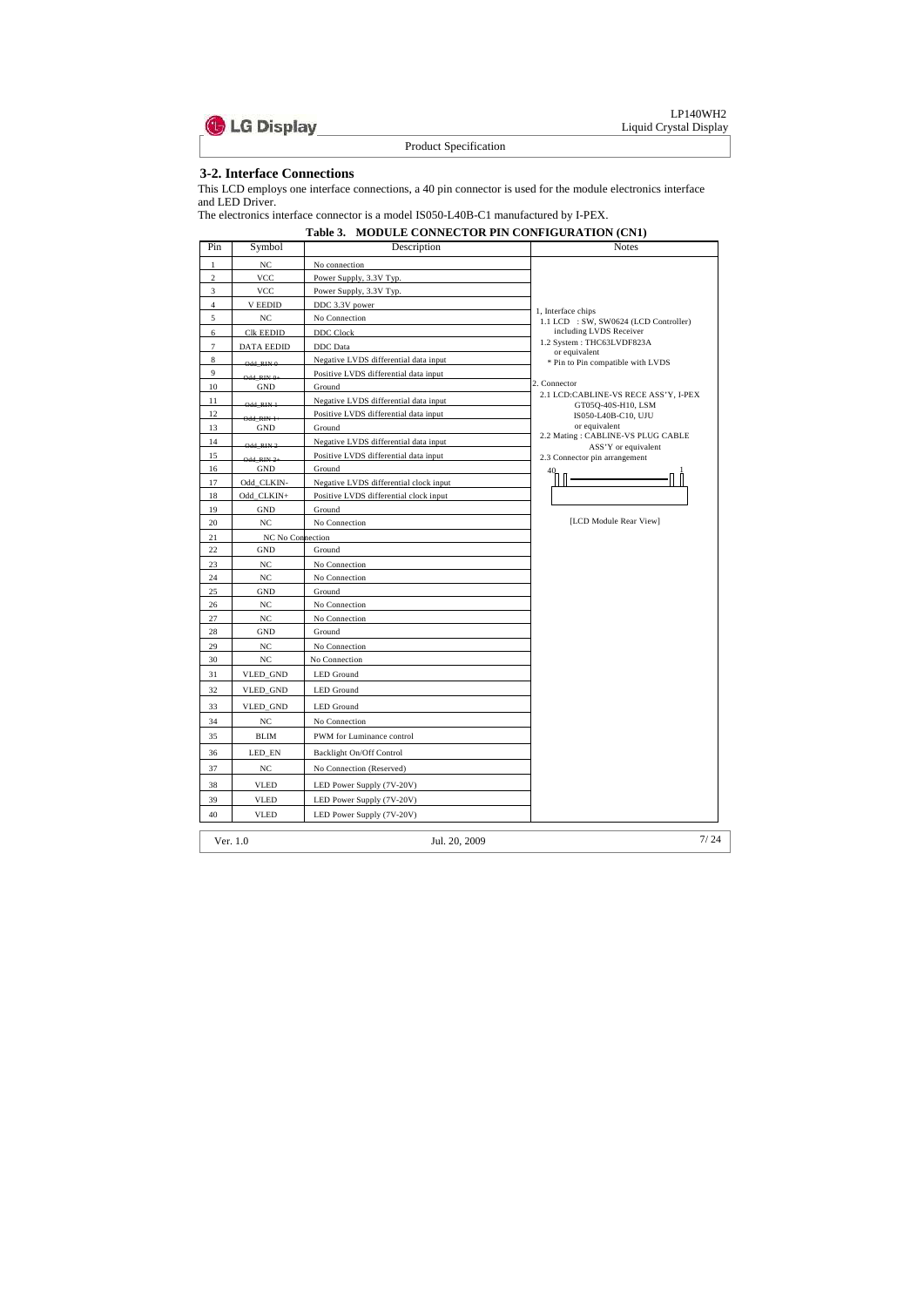### 3-2. Interface Connections

This LCD employs one interface connections, a 40 pin connector is used for the module electronics interface and LED Driver.
The electronics interface connector is a model IS050-L40B-C1 manufactured by I-PEX.

**Table 3. MODULE CONNECTOR PIN CONFIGURATION (CN1)**

| Pin | Symbol | Description | Notes |
|---|---|---|---|
| 1 | NC | No connection | |
| 2 | VCC | Power Supply, 3.3V Typ. | |
| 3 | VCC | Power Supply, 3.3V Typ. | |
| 4 | V EEDID | DDC 3.3V power | 1, Interface chips<br>1.1 LCD : SW, SW0624 (LCD Controller) including LVDS Receiver<br>1.2 System : THC63LVDF823A or equivalent<br>* Pin to Pin compatible with LVDS |
| 5 | NC | No Connection | |
| 6 | Clk EEDID | DDC Clock | |
| 7 | DATA EEDID | DDC Data | |
| 8 | Odd_RIN 0- | Negative LVDS differential data input | |
| 9 | Odd_RIN 0+ | Positive LVDS differential data input | |
| 10 | GND | Ground | 2. Connector<br>2.1 LCD:CABLINE-VS RECE ASS'Y, I-PEX GT05Q-40S-H10, LSM IS050-L40B-C10, UJU or equivalent<br>2.2 Mating : CABLINE-VS PLUG CABLE ASS'Y or equivalent<br>2.3 Connector pin arrangement<br>40 ... 1<br>[LCD Module Rear View] |
| 11 | Odd_RIN 1- | Negative LVDS differential data input | |
| 12 | Odd_RIN 1+ | Positive LVDS differential data input | |
| 13 | GND | Ground | |
| 14 | Odd_RIN 2- | Negative LVDS differential data input | |
| 15 | Odd_RIN 2+ | Positive LVDS differential data input | |
| 16 | GND | Ground | |
| 17 | Odd_CLKIN- | Negative LVDS differential clock input | |
| 18 | Odd_CLKIN+ | Positive LVDS differential clock input | |
| 19 | GND | Ground | |
| 20 | NC | No Connection | |
| 21 | NC | No Connection | |
| 22 | GND | Ground | |
| 23 | NC | No Connection | |
| 24 | NC | No Connection | |
| 25 | GND | Ground | |
| 26 | NC | No Connection | |
| 27 | NC | No Connection | |
| 28 | GND | Ground | |
| 29 | NC | No Connection | |
| 30 | NC | No Connection | |
| 31 | VLED_GND | LED Ground | |
| 32 | VLED_GND | LED Ground | |
| 33 | VLED_GND | LED Ground | |
| 34 | NC | No Connection | |
| 35 | BLIM | PWM for Luminance control | |
| 36 | LED_EN | Backlight On/Off Control | |
| 37 | NC | No Connection (Reserved) | |
| 38 | VLED | LED Power Supply (7V-20V) | |
| 39 | VLED | LED Power Supply (7V-20V) | |
| 40 | VLED | LED Power Supply (7V-20V) | |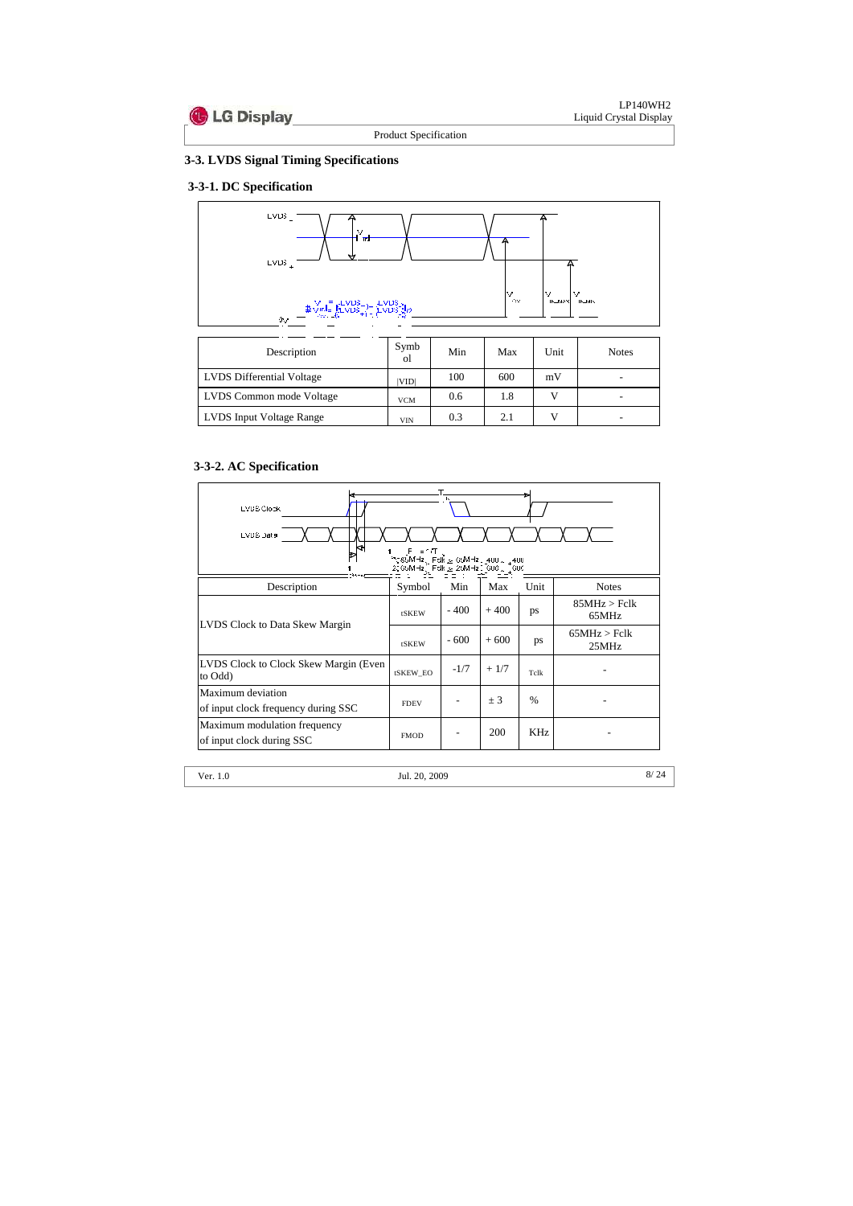## 3-3. LVDS Signal Timing Specifications

### 3-3-1. DC Specification

| Description | Symbol | Min | Max | Unit | Notes |
|---|---|---|---|---|---|
| LVDS Differential Voltage | \|VID\| | 100 | 600 | mV | - |
| LVDS Common mode Voltage | VCM | 0.6 | 1.8 | V | - |
| LVDS Input Voltage Range | VIN | 0.3 | 2.1 | V | - |

### 3-3-2. AC Specification

| Description | Symbol | Min | Max | Unit | Notes |
|---|---|---|---|---|---|
| LVDS Clock to Data Skew Margin | tSKEW | - 400 | + 400 | ps | 85MHz > Fclk 65MHz |
| | tSKEW | - 600 | + 600 | ps | 65MHz > Fclk 25MHz |
| LVDS Clock to Clock Skew Margin (Even to Odd) | tSKEW_EO | -1/7 | + 1/7 | Tclk | - |
| Maximum deviation of input clock frequency during SSC | FDEV | - | ± 3 | % | - |
| Maximum modulation frequency of input clock during SSC | FMOD | - | 200 | KHz | - |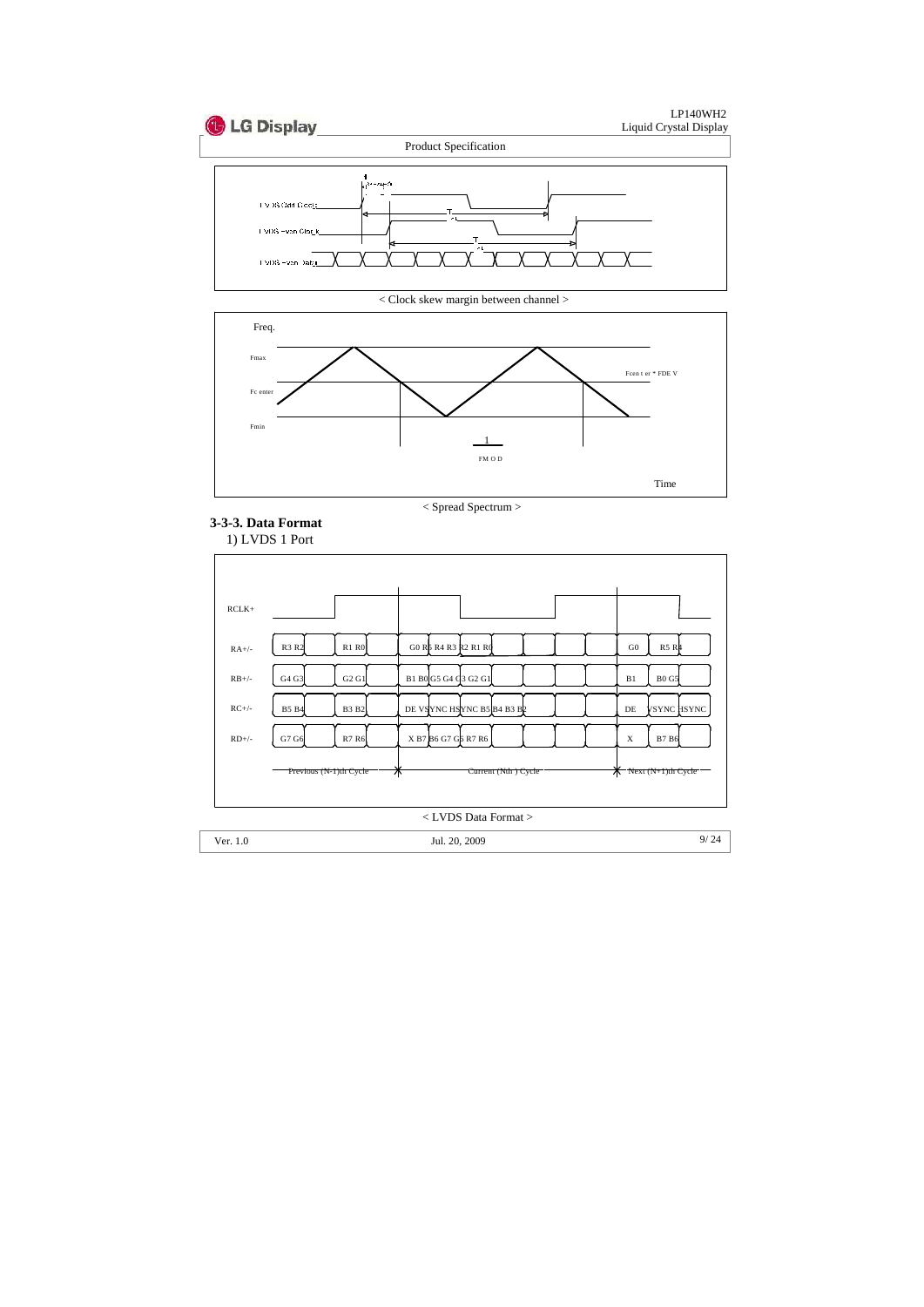< Clock skew margin between channel >

< Spread Spectrum >

### 3-3-3. Data Format

1) LVDS 1 Port

< LVDS Data Format >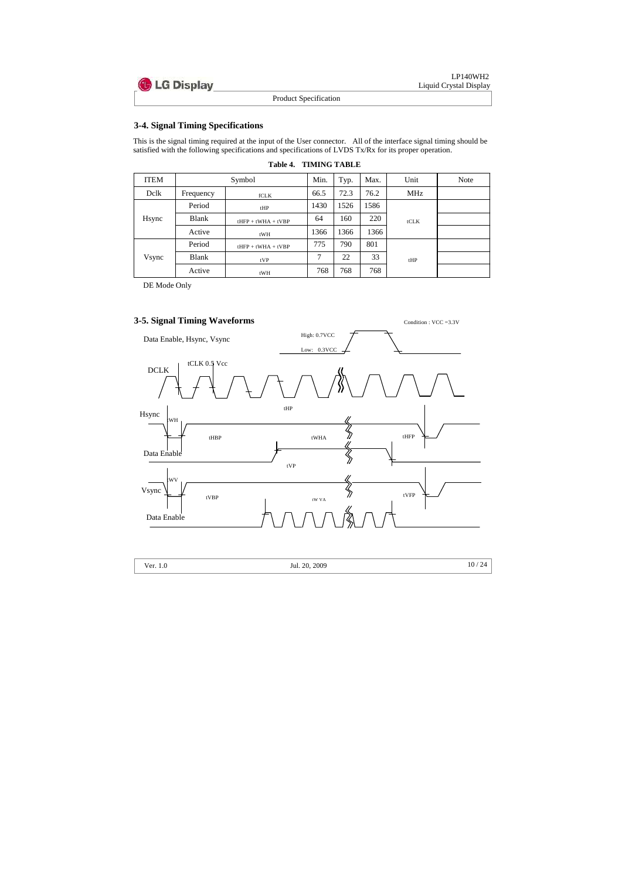## 3-4. Signal Timing Specifications

This is the signal timing required at the input of the User connector. All of the interface signal timing should be satisfied with the following specifications and specifications of LVDS Tx/Rx for its proper operation.

**Table 4. TIMING TABLE**

| ITEM | Symbol | | Min. | Typ. | Max. | Unit | Note |
|---|---|---|---|---|---|---|---|
| Dclk | Frequency | fCLK | 66.5 | 72.3 | 76.2 | MHz | |
| Hsync | Period | tHP | 1430 | 1526 | 1586 | tCLK | |
| | Blank | tHFP + tWHA + tVBP | 64 | 160 | 220 | | |
| | Active | tWH | 1366 | 1366 | 1366 | | |
| Vsync | Period | tHFP + tWHA + tVBP | 775 | 790 | 801 | tHP | |
| | Blank | tVP | 7 | 22 | 33 | | |
| | Active | tWH | 768 | 768 | 768 | | |

DE Mode Only

## 3-5. Signal Timing Waveforms

Condition : VCC =3.3V

Data Enable, Hsync, Vsync

High: 0.7VCC

Low: 0.3VCC

DCLK

tCLK 0.5 Vcc

Hsync

tWH

tHP

tHBP

tWHA

tHFP

Data Enable

tVP

Vsync

tWV

tVBP

tW VA

tVFP

Data Enable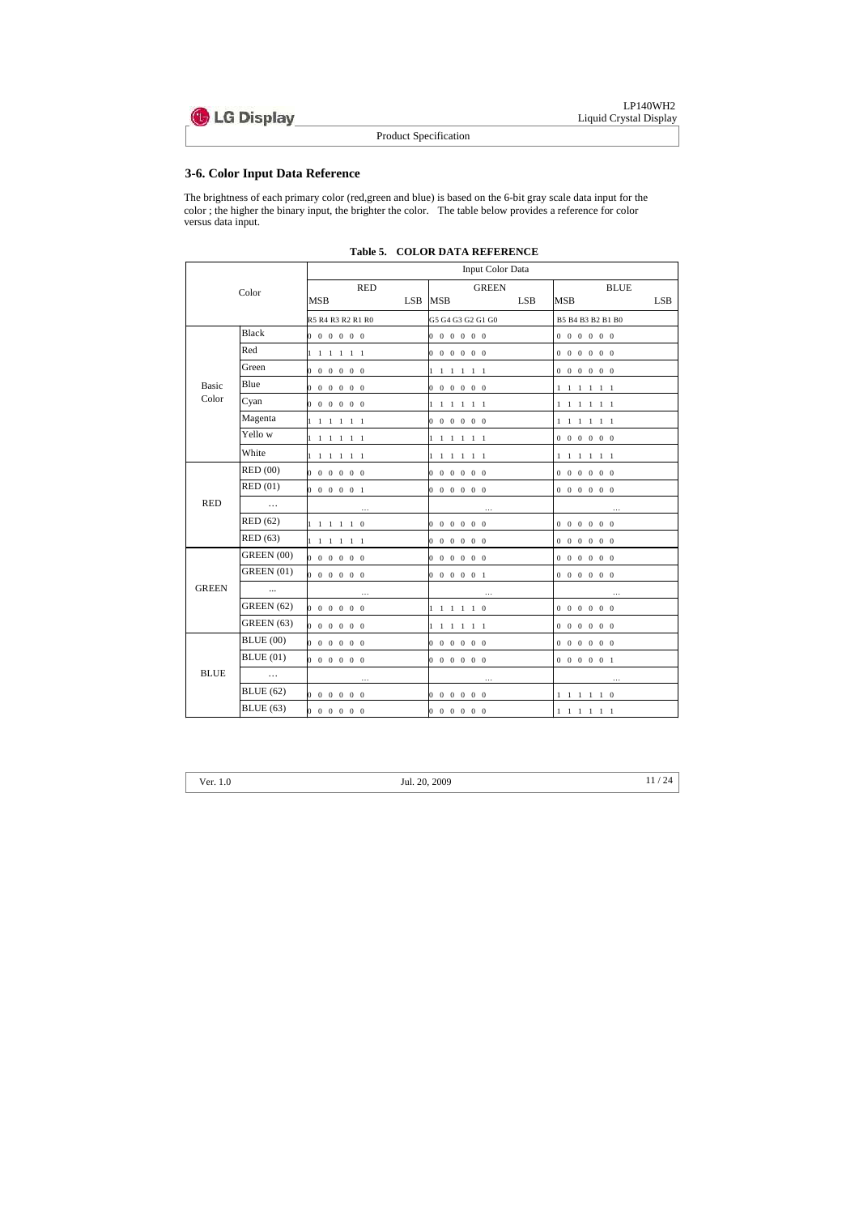## 3-6. Color Input Data Reference

The brightness of each primary color (red,green and blue) is based on the 6-bit gray scale data input for the color ; the higher the binary input, the brighter the color. The table below provides a reference for color versus data input.

**Table 5. COLOR DATA REFERENCE**

| Color | | Input Color Data | | |
|---|---|---|---|---|
| | | RED<br>MSB LSB | GREEN<br>MSB LSB | BLUE<br>MSB LSB |
| | | R5 R4 R3 R2 R1 R0 | G5 G4 G3 G2 G1 G0 | B5 B4 B3 B2 B1 B0 |
| Basic Color | Black | 0 0 0 0 0 0 | 0 0 0 0 0 0 | 0 0 0 0 0 0 |
| | Red | 1 1 1 1 1 1 | 0 0 0 0 0 0 | 0 0 0 0 0 0 |
| | Green | 0 0 0 0 0 0 | 1 1 1 1 1 1 | 0 0 0 0 0 0 |
| | Blue | 0 0 0 0 0 0 | 0 0 0 0 0 0 | 1 1 1 1 1 1 |
| | Cyan | 0 0 0 0 0 0 | 1 1 1 1 1 1 | 1 1 1 1 1 1 |
| | Magenta | 1 1 1 1 1 1 | 0 0 0 0 0 0 | 1 1 1 1 1 1 |
| | Yello w | 1 1 1 1 1 1 | 1 1 1 1 1 1 | 0 0 0 0 0 0 |
| | White | 1 1 1 1 1 1 | 1 1 1 1 1 1 | 1 1 1 1 1 1 |
| RED | RED (00) | 0 0 0 0 0 0 | 0 0 0 0 0 0 | 0 0 0 0 0 0 |
| | RED (01) | 0 0 0 0 0 1 | 0 0 0 0 0 0 | 0 0 0 0 0 0 |
| | … | … | … | … |
| | RED (62) | 1 1 1 1 1 0 | 0 0 0 0 0 0 | 0 0 0 0 0 0 |
| | RED (63) | 1 1 1 1 1 1 | 0 0 0 0 0 0 | 0 0 0 0 0 0 |
| GREEN | GREEN (00) | 0 0 0 0 0 0 | 0 0 0 0 0 0 | 0 0 0 0 0 0 |
| | GREEN (01) | 0 0 0 0 0 0 | 0 0 0 0 0 1 | 0 0 0 0 0 0 |
| | ... | … | … | … |
| | GREEN (62) | 0 0 0 0 0 0 | 1 1 1 1 1 0 | 0 0 0 0 0 0 |
| | GREEN (63) | 0 0 0 0 0 0 | 1 1 1 1 1 1 | 0 0 0 0 0 0 |
| BLUE | BLUE (00) | 0 0 0 0 0 0 | 0 0 0 0 0 0 | 0 0 0 0 0 0 |
| | BLUE (01) | 0 0 0 0 0 0 | 0 0 0 0 0 0 | 0 0 0 0 0 1 |
| | … | … | … | … |
| | BLUE (62) | 0 0 0 0 0 0 | 0 0 0 0 0 0 | 1 1 1 1 1 0 |
| | BLUE (63) | 0 0 0 0 0 0 | 0 0 0 0 0 0 | 1 1 1 1 1 1 |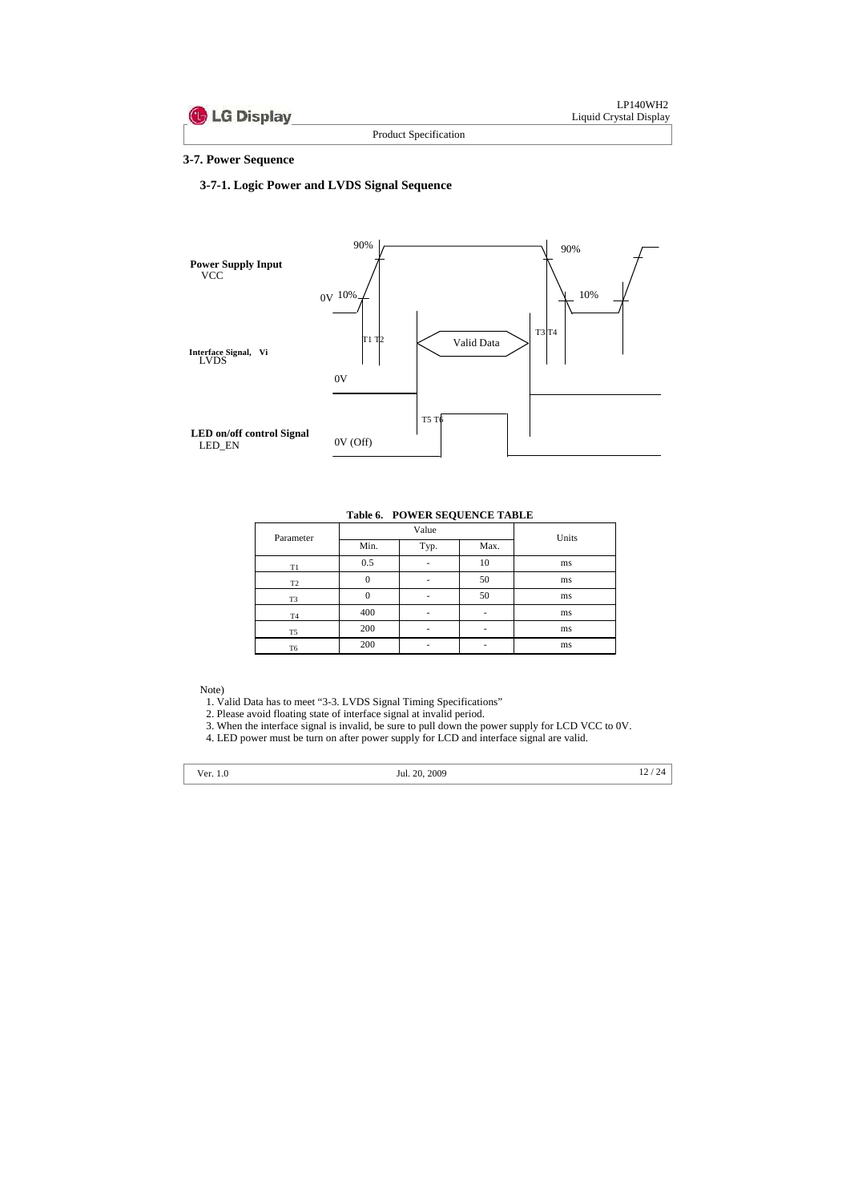### 3-7. Power Sequence

#### 3-7-1. Logic Power and LVDS Signal Sequence

**Power Supply Input**
VCC

**Interface Signal, Vi**
LVDS

**LED on/off control Signal**
LED_EN

90% 90% 0V 10% 10% T1 T2 Valid Data T3 T4 0V T5 T6 0V (Off)

**Table 6. POWER SEQUENCE TABLE**

| Parameter | Value | | | Units |
|---|---|---|---|---|
| | Min. | Typ. | Max. | |
| T1 | 0.5 | - | 10 | ms |
| T2 | 0 | - | 50 | ms |
| T3 | 0 | - | 50 | ms |
| T4 | 400 | - | - | ms |
| T5 | 200 | - | - | ms |
| T6 | 200 | - | - | ms |

Note)

1. Valid Data has to meet "3-3. LVDS Signal Timing Specifications"
2. Please avoid floating state of interface signal at invalid period.
3. When the interface signal is invalid, be sure to pull down the power supply for LCD VCC to 0V.
4. LED power must be turn on after power supply for LCD and interface signal are valid.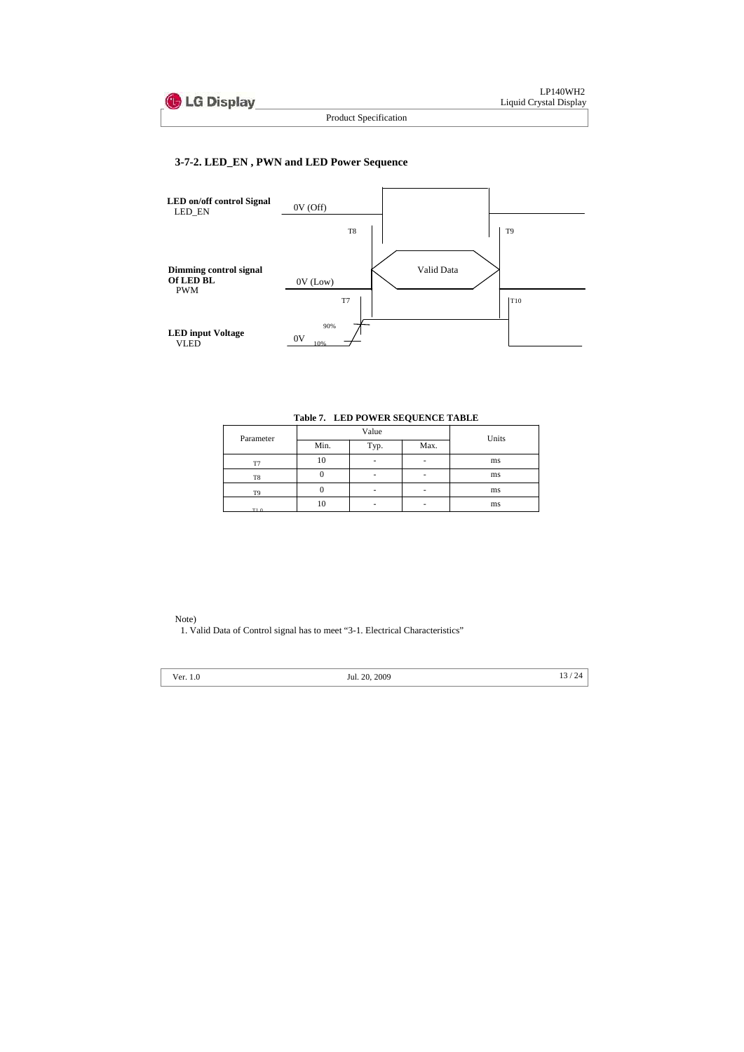### 3-7-2. LED_EN , PWN and LED Power Sequence

**LED on/off control Signal**
LED_EN

0V (Off)

T8

T9

**Dimming control signal Of LED BL**
PWM

0V (Low)

Valid Data

T7

T10

**LED input Voltage**
VLED

0V

90%

10%

**Table 7. LED POWER SEQUENCE TABLE**

| Parameter | Value | | | Units |
|---|---|---|---|---|
| | Min. | Typ. | Max. | |
| T7 | 10 | - | - | ms |
| T8 | 0 | - | - | ms |
| T9 | 0 | - | - | ms |
| T10 | 10 | - | - | ms |

Note)
1. Valid Data of Control signal has to meet "3-1. Electrical Characteristics"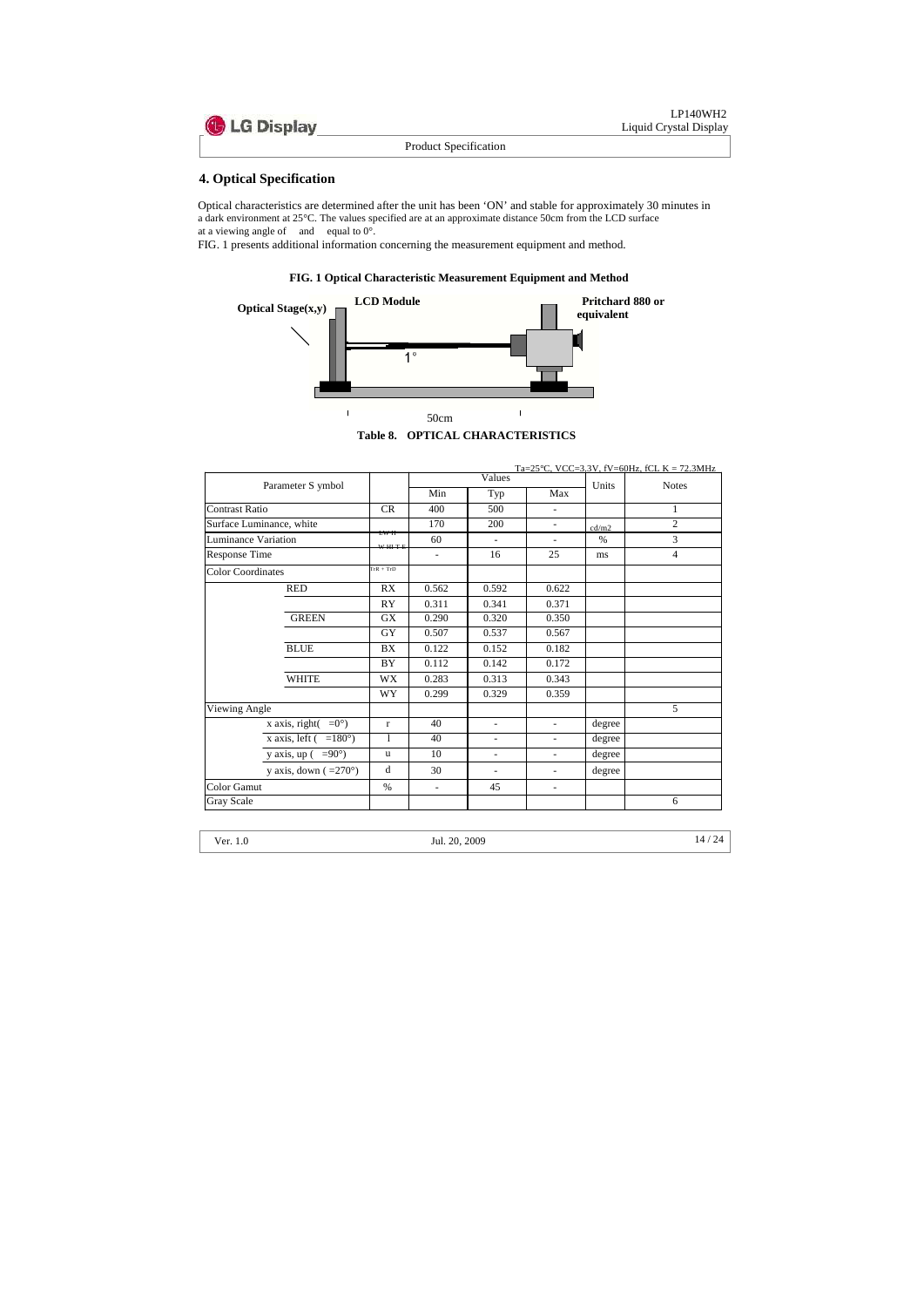## 4. Optical Specification

Optical characteristics are determined after the unit has been 'ON' and stable for approximately 30 minutes in a dark environment at 25°C. The values specified are at an approximate distance 50cm from the LCD surface at a viewing angle of and equal to 0°.

FIG. 1 presents additional information concerning the measurement equipment and method.

**FIG. 1 Optical Characteristic Measurement Equipment and Method**

Optical Stage(x,y) LCD Module Pritchard 880 or equivalent 1° 50cm

**Table 8. OPTICAL CHARACTERISTICS**

Ta=25°C, VCC=3.3V, fV=60Hz, fCL K = 72.3MHz

| Parameter S ymbol | | Values | | | Units | Notes |
|---|---|---|---|---|---|---|
| | | Min | Typ | Max | | |
| Contrast Ratio | CR | 400 | 500 | - | | 1 |
| Surface Luminance, white | LWH | 170 | 200 | - | cd/m2 | 2 |
| Luminance Variation | WHITE | 60 | - | - | % | 3 |
| Response Time | | - | 16 | 25 | ms | 4 |
| Color Coordinates | TrR + TrD | | | | | |
| RED | RX | 0.562 | 0.592 | 0.622 | | |
| | RY | 0.311 | 0.341 | 0.371 | | |
| GREEN | GX | 0.290 | 0.320 | 0.350 | | |
| | GY | 0.507 | 0.537 | 0.567 | | |
| BLUE | BX | 0.122 | 0.152 | 0.182 | | |
| | BY | 0.112 | 0.142 | 0.172 | | |
| WHITE | WX | 0.283 | 0.313 | 0.343 | | |
| | WY | 0.299 | 0.329 | 0.359 | | |
| Viewing Angle | | | | | | 5 |
| x axis, right( =0°) | r | 40 | - | - | degree | |
| x axis, left ( =180°) | l | 40 | - | - | degree | |
| y axis, up ( =90°) | u | 10 | - | - | degree | |
| y axis, down ( =270°) | d | 30 | - | - | degree | |
| Color Gamut | % | - | 45 | - | | |
| Gray Scale | | | | | | 6 |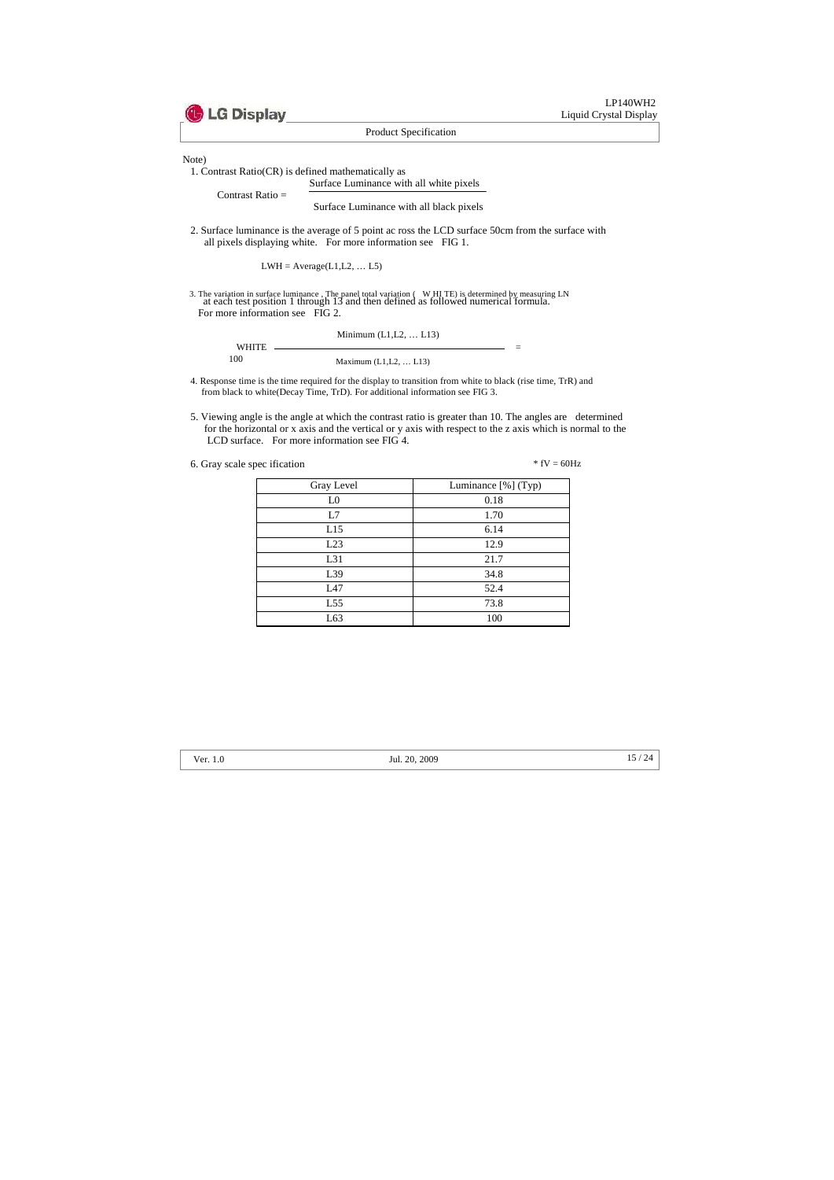Note)

1. Contrast Ratio(CR) is defined mathematically as

$$\text{Contrast Ratio} = \frac{\text{Surface Luminance with all white pixels}}{\text{Surface Luminance with all black pixels}}$$

2. Surface luminance is the average of 5 point ac ross the LCD surface 50cm from the surface with all pixels displaying white. For more information see FIG 1.

   LWH = Average(L1,L2, … L5)

3. The variation in surface luminance , The panel total variation ( W HI TE) is determined by measuring LN at each test position 1 through 13 and then defined as followed numerical formula. For more information see FIG 2.

$$\text{WHITE} = \frac{\text{Minimum (L1,L2, … L13)}}{\text{Maximum (L1,L2, … L13)}} \times 100$$

4. Response time is the time required for the display to transition from white to black (rise time, TrR) and from black to white(Decay Time, TrD). For additional information see FIG 3.

5. Viewing angle is the angle at which the contrast ratio is greater than 10. The angles are determined for the horizontal or x axis and the vertical or y axis with respect to the z axis which is normal to the LCD surface. For more information see FIG 4.

6. Gray scale spec ification

\* fV = 60Hz

| Gray Level | Luminance [%] (Typ) |
|---|---|
| L0 | 0.18 |
| L7 | 1.70 |
| L15 | 6.14 |
| L23 | 12.9 |
| L31 | 21.7 |
| L39 | 34.8 |
| L47 | 52.4 |
| L55 | 73.8 |
| L63 | 100 |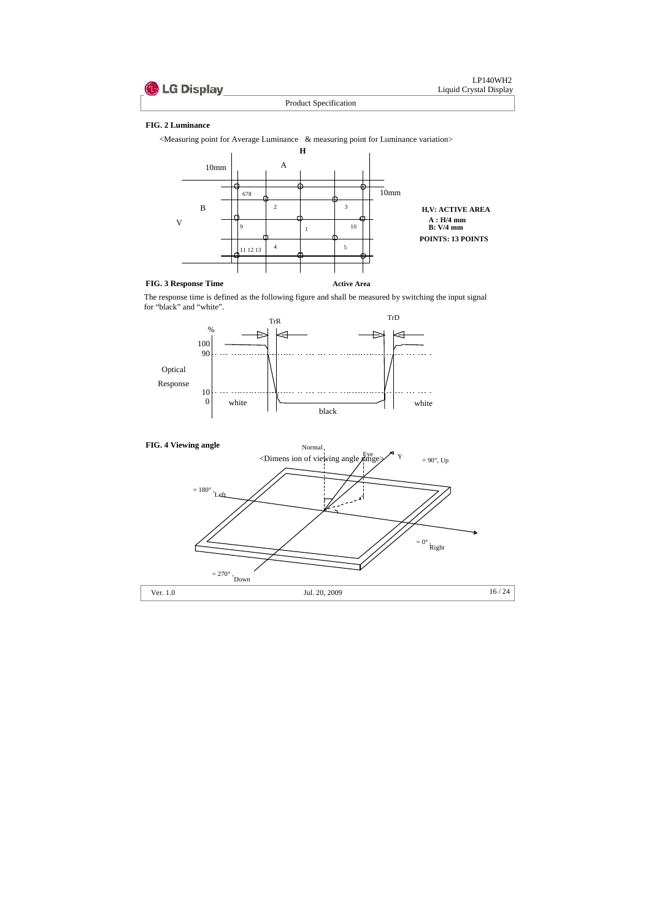**FIG. 2 Luminance**

<Measuring point for Average Luminance & measuring point for Luminance variation>

H
10mm
A
678
2
3
10mm
B
V
9
1
10
11 12 13
4
5

**H,V: ACTIVE AREA**
**A : H/4 mm**
**B: V/4 mm**
**POINTS: 13 POINTS**

**Active Area**

**FIG. 3 Response Time**

The response time is defined as the following figure and shall be measured by switching the input signal for "black" and "white".

TrR
TrD
%
100
90
Optical
Response
10
0
white
black
white

**FIG. 4 Viewing angle**

<Dimens ion of viewing angle range>

Normal
Eye
Y
= 90°, Up
= 180°, Left
= 0°, Right
= 270°, Down